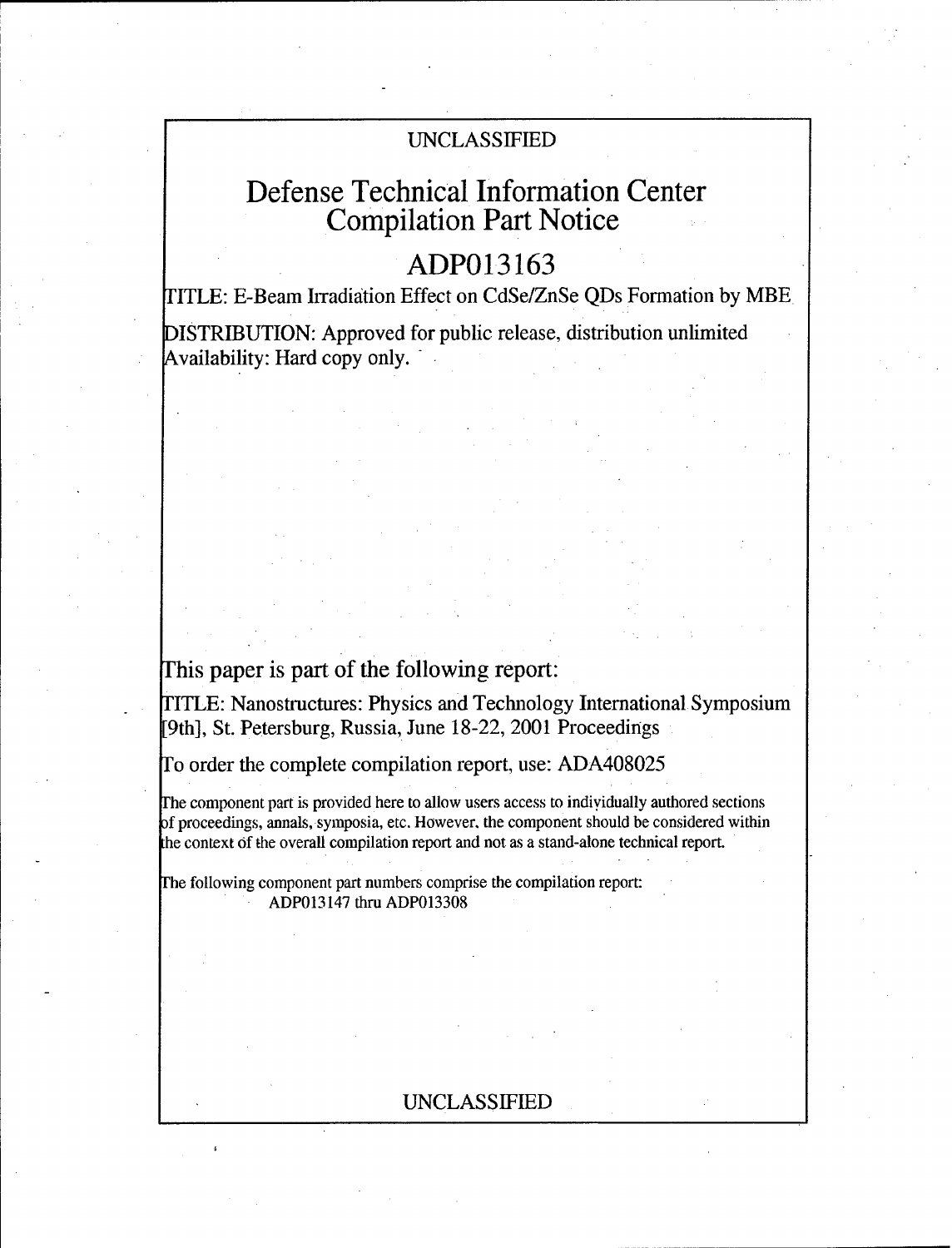UNCLASSIFIED

# Defense Technical Information Center Compilation Part Notice

## ADP013163

TITLE: E-Beam Irradiation Effect on CdSe/ZnSe QDs Formation by MBE

DISTRIBUTION: Approved for public release, distribution unlimited
Availability: Hard copy only.

This paper is part of the following report:

TITLE: Nanostructures: Physics and Technology International Symposium [9th], St. Petersburg, Russia, June 18-22, 2001 Proceedings

To order the complete compilation report, use: ADA408025

The component part is provided here to allow users access to individually authored sections of proceedings, annals, symposia, etc. However, the component should be considered within the context of the overall compilation report and not as a stand-alone technical report.

The following component part numbers comprise the compilation report:
ADP013147 thru ADP013308

UNCLASSIFIED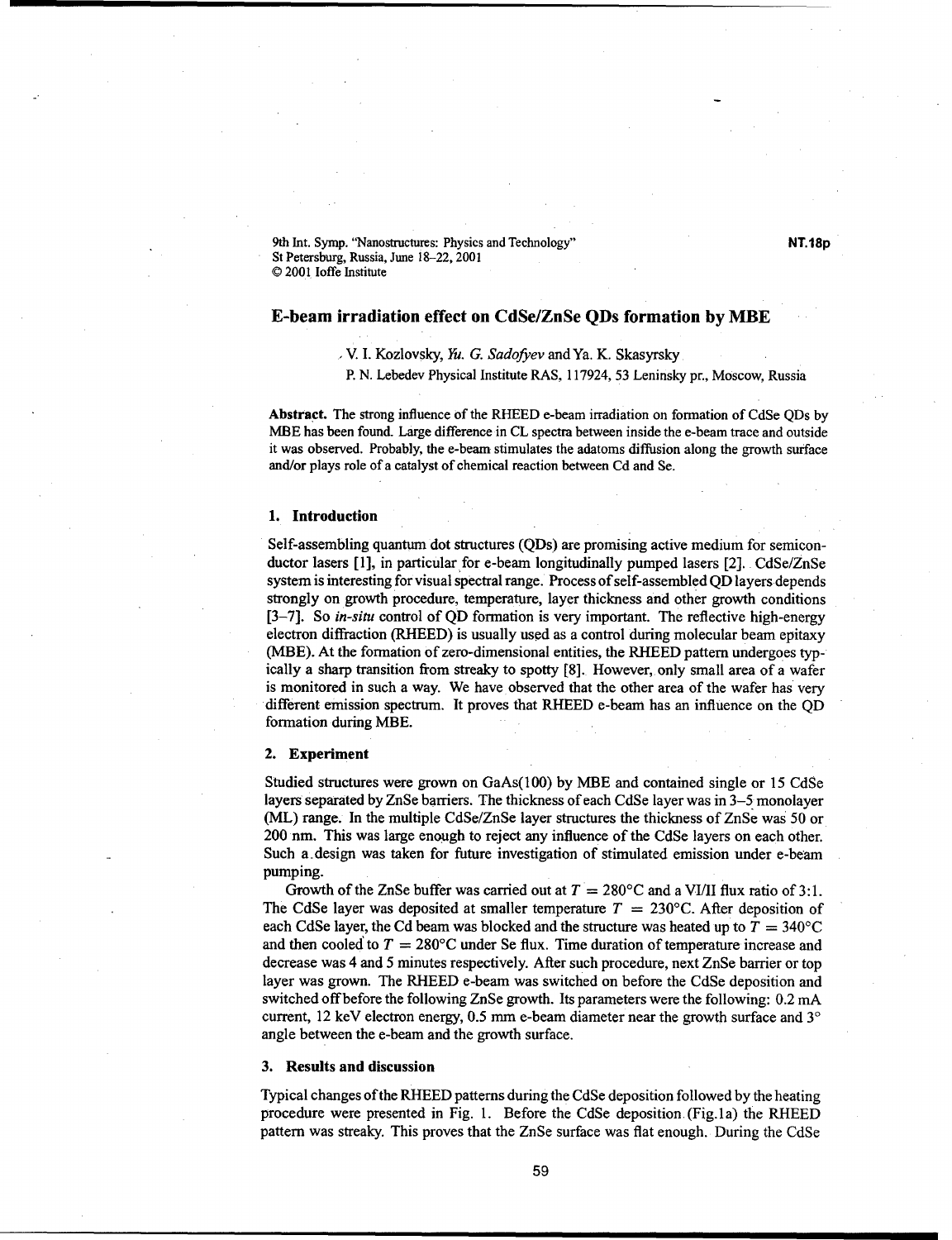9th Int. Symp. "Nanostructures: Physics and Technology"
St Petersburg, Russia, June 18–22, 2001
© 2001 Ioffe Institute

**NT.18p**

# E-beam irradiation effect on CdSe/ZnSe QDs formation by MBE

V. I. Kozlovsky, *Yu. G. Sadofyev* and Ya. K. Skasyrsky

P. N. Lebedev Physical Institute RAS, 117924, 53 Leninsky pr., Moscow, Russia

**Abstract.** The strong influence of the RHEED e-beam irradiation on formation of CdSe QDs by MBE has been found. Large difference in CL spectra between inside the e-beam trace and outside it was observed. Probably, the e-beam stimulates the adatoms diffusion along the growth surface and/or plays role of a catalyst of chemical reaction between Cd and Se.

## 1. Introduction

Self-assembling quantum dot structures (QDs) are promising active medium for semiconductor lasers [1], in particular for e-beam longitudinally pumped lasers [2]. CdSe/ZnSe system is interesting for visual spectral range. Process of self-assembled QD layers depends strongly on growth procedure, temperature, layer thickness and other growth conditions [3–7]. So *in-situ* control of QD formation is very important. The reflective high-energy electron diffraction (RHEED) is usually used as a control during molecular beam epitaxy (MBE). At the formation of zero-dimensional entities, the RHEED pattern undergoes typically a sharp transition from streaky to spotty [8]. However, only small area of a wafer is monitored in such a way. We have observed that the other area of the wafer has very different emission spectrum. It proves that RHEED e-beam has an influence on the QD formation during MBE.

## 2. Experiment

Studied structures were grown on GaAs(100) by MBE and contained single or 15 CdSe layers separated by ZnSe barriers. The thickness of each CdSe layer was in 3–5 monolayer (ML) range. In the multiple CdSe/ZnSe layer structures the thickness of ZnSe was 50 or 200 nm. This was large enough to reject any influence of the CdSe layers on each other. Such a design was taken for future investigation of stimulated emission under e-beam pumping.

Growth of the ZnSe buffer was carried out at $T = 280°C$ and a VI/II flux ratio of 3:1. The CdSe layer was deposited at smaller temperature $T = 230°C$. After deposition of each CdSe layer, the Cd beam was blocked and the structure was heated up to $T = 340°C$ and then cooled to $T = 280°C$ under Se flux. Time duration of temperature increase and decrease was 4 and 5 minutes respectively. After such procedure, next ZnSe barrier or top layer was grown. The RHEED e-beam was switched on before the CdSe deposition and switched off before the following ZnSe growth. Its parameters were the following: 0.2 mA current, 12 keV electron energy, 0.5 mm e-beam diameter near the growth surface and 3° angle between the e-beam and the growth surface.

## 3. Results and discussion

Typical changes of the RHEED patterns during the CdSe deposition followed by the heating procedure were presented in Fig. 1. Before the CdSe deposition (Fig.1a) the RHEED pattern was streaky. This proves that the ZnSe surface was flat enough. During the CdSe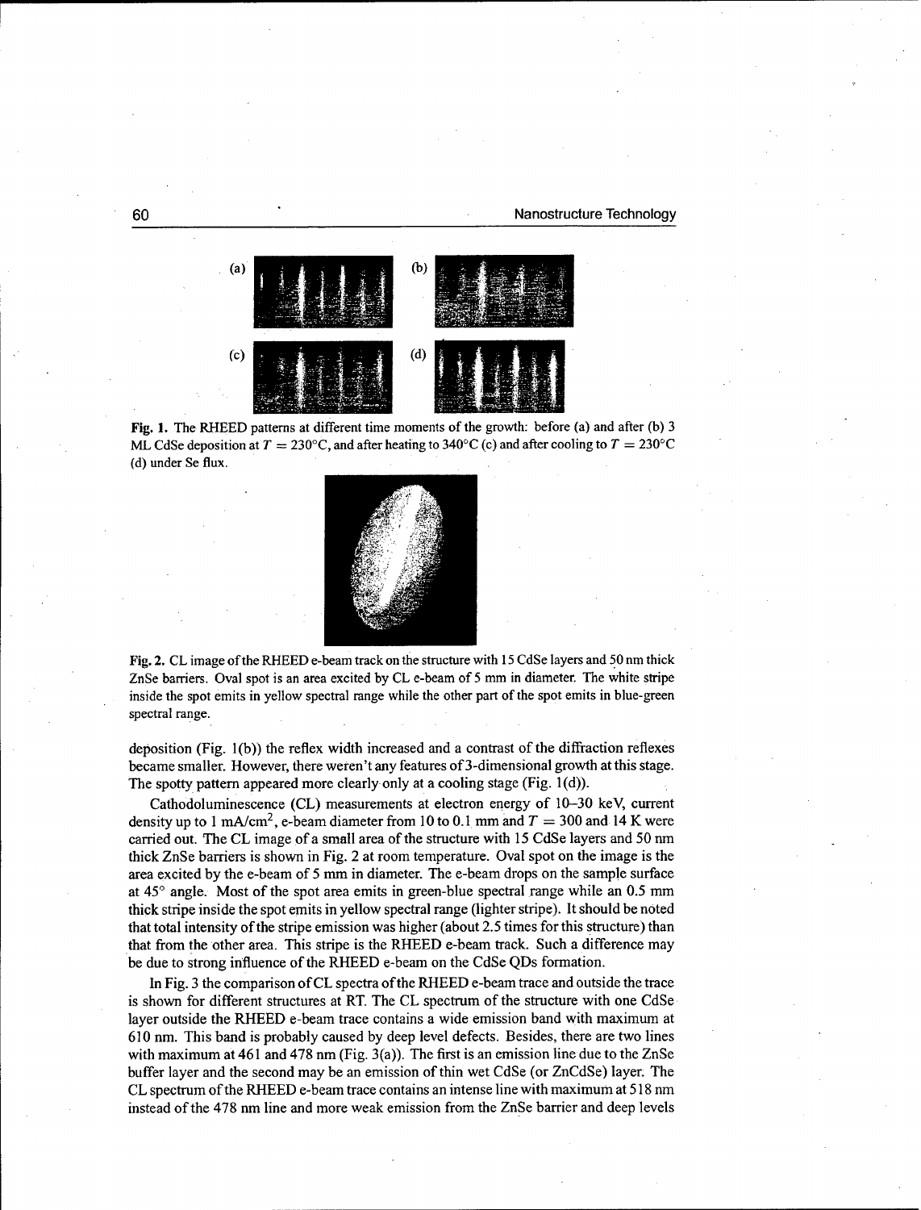Fig. 1. The RHEED patterns at different time moments of the growth: before (a) and after (b) 3 ML CdSe deposition at $T = 230°C$, and after heating to 340°C (c) and after cooling to $T = 230°C$ (d) under Se flux.

Fig. 2. CL image of the RHEED e-beam track on the structure with 15 CdSe layers and 50 nm thick ZnSe barriers. Oval spot is an area excited by CL e-beam of 5 mm in diameter. The white stripe inside the spot emits in yellow spectral range while the other part of the spot emits in blue-green spectral range.

deposition (Fig. 1(b)) the reflex width increased and a contrast of the diffraction reflexes became smaller. However, there weren't any features of 3-dimensional growth at this stage. The spotty pattern appeared more clearly only at a cooling stage (Fig. 1(d)).

Cathodoluminescence (CL) measurements at electron energy of 10–30 keV, current density up to 1 mA/cm$^2$, e-beam diameter from 10 to 0.1 mm and $T = 300$ and 14 K were carried out. The CL image of a small area of the structure with 15 CdSe layers and 50 nm thick ZnSe barriers is shown in Fig. 2 at room temperature. Oval spot on the image is the area excited by the e-beam of 5 mm in diameter. The e-beam drops on the sample surface at 45° angle. Most of the spot area emits in green-blue spectral range while an 0.5 mm thick stripe inside the spot emits in yellow spectral range (lighter stripe). It should be noted that total intensity of the stripe emission was higher (about 2.5 times for this structure) than that from the other area. This stripe is the RHEED e-beam track. Such a difference may be due to strong influence of the RHEED e-beam on the CdSe QDs formation.

In Fig. 3 the comparison of CL spectra of the RHEED e-beam trace and outside the trace is shown for different structures at RT. The CL spectrum of the structure with one CdSe layer outside the RHEED e-beam trace contains a wide emission band with maximum at 610 nm. This band is probably caused by deep level defects. Besides, there are two lines with maximum at 461 and 478 nm (Fig. 3(a)). The first is an emission line due to the ZnSe buffer layer and the second may be an emission of thin wet CdSe (or ZnCdSe) layer. The CL spectrum of the RHEED e-beam trace contains an intense line with maximum at 518 nm instead of the 478 nm line and more weak emission from the ZnSe barrier and deep levels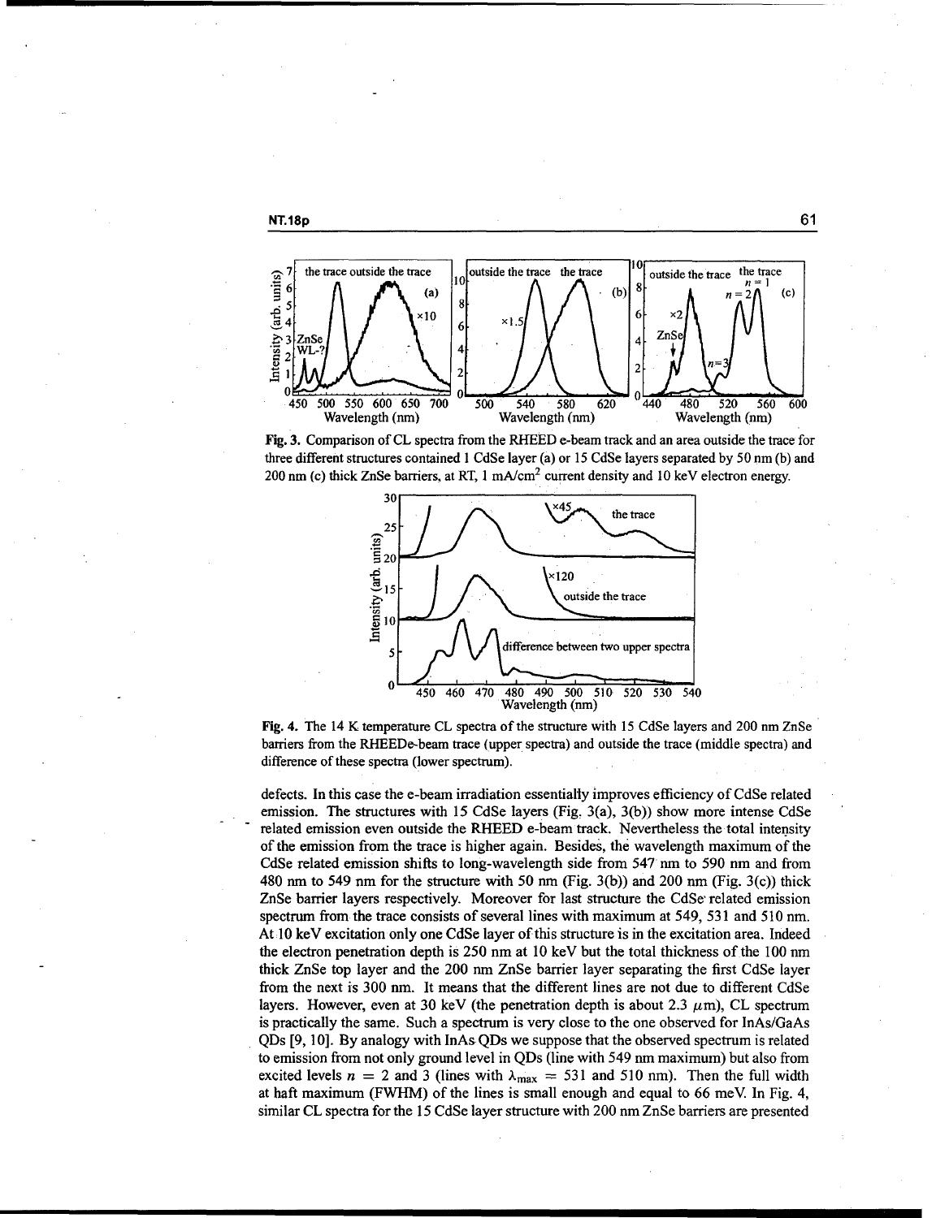**Fig. 3.** Comparison of CL spectra from the RHEED e-beam track and an area outside the trace for three different structures contained 1 CdSe layer (a) or 15 CdSe layers separated by 50 nm (b) and 200 nm (c) thick ZnSe barriers, at RT, 1 mA/cm$^2$ current density and 10 keV electron energy.

**Fig. 4.** The 14 K temperature CL spectra of the structure with 15 CdSe layers and 200 nm ZnSe barriers from the RHEEDe-beam trace (upper spectra) and outside the trace (middle spectra) and difference of these spectra (lower spectrum).

defects. In this case the e-beam irradiation essentially improves efficiency of CdSe related emission. The structures with 15 CdSe layers (Fig. 3(a), 3(b)) show more intense CdSe related emission even outside the RHEED e-beam track. Nevertheless the total intensity of the emission from the trace is higher again. Besides, the wavelength maximum of the CdSe related emission shifts to long-wavelength side from 547 nm to 590 nm and from 480 nm to 549 nm for the structure with 50 nm (Fig. 3(b)) and 200 nm (Fig. 3(c)) thick ZnSe barrier layers respectively. Moreover for last structure the CdSe related emission spectrum from the trace consists of several lines with maximum at 549, 531 and 510 nm. At 10 keV excitation only one CdSe layer of this structure is in the excitation area. Indeed the electron penetration depth is 250 nm at 10 keV but the total thickness of the 100 nm thick ZnSe top layer and the 200 nm ZnSe barrier layer separating the first CdSe layer from the next is 300 nm. It means that the different lines are not due to different CdSe layers. However, even at 30 keV (the penetration depth is about 2.3 $\mu$m), CL spectrum is practically the same. Such a spectrum is very close to the one observed for InAs/GaAs QDs [9, 10]. By analogy with InAs QDs we suppose that the observed spectrum is related to emission from not only ground level in QDs (line with 549 nm maximum) but also from excited levels $n = 2$ and 3 (lines with $\lambda_{max} = 531$ and 510 nm). Then the full width at haft maximum (FWHM) of the lines is small enough and equal to 66 meV. In Fig. 4, similar CL spectra for the 15 CdSe layer structure with 200 nm ZnSe barriers are presented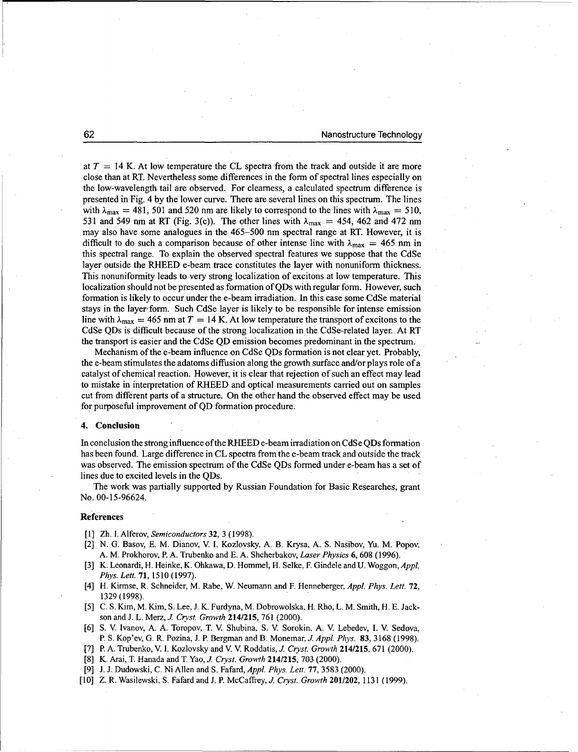at $T = 14$ K. At low temperature the CL spectra from the track and outside it are more close than at RT. Nevertheless some differences in the form of spectral lines especially on the low-wavelength tail are observed. For clearness, a calculated spectrum difference is presented in Fig. 4 by the lower curve. There are several lines on this spectrum. The lines with $\lambda_{max} = 481$, 501 and 520 nm are likely to correspond to the lines with $\lambda_{max} = 510$, 531 and 549 nm at RT (Fig. 3(c)). The other lines with $\lambda_{max} = 454$, 462 and 472 nm may also have some analogues in the 465–500 nm spectral range at RT. However, it is difficult to do such a comparison because of other intense line with $\lambda_{max} = 465$ nm in this spectral range. To explain the observed spectral features we suppose that the CdSe layer outside the RHEED e-beam trace constitutes the layer with nonuniform thickness. This nonuniformity leads to very strong localization of excitons at low temperature. This localization should not be presented as formation of QDs with regular form. However, such formation is likely to occur under the e-beam irradiation. In this case some CdSe material stays in the layer form. Such CdSe layer is likely to be responsible for intense emission line with $\lambda_{max} = 465$ nm at $T = 14$ K. At low temperature the transport of excitons to the CdSe QDs is difficult because of the strong localization in the CdSe-related layer. At RT the transport is easier and the CdSe QD emission becomes predominant in the spectrum.

Mechanism of the e-beam influence on CdSe QDs formation is not clear yet. Probably, the e-beam stimulates the adatoms diffusion along the growth surface and/or plays role of a catalyst of chemical reaction. However, it is clear that rejection of such an effect may lead to mistake in interpretation of RHEED and optical measurements carried out on samples cut from different parts of a structure. On the other hand the observed effect may be used for purposeful improvement of QD formation procedure.

## 4. Conclusion

In conclusion the strong influence of the RHEED e-beam irradiation on CdSe QDs formation has been found. Large difference in CL spectra from the e-beam track and outside the track was observed. The emission spectrum of the CdSe QDs formed under e-beam has a set of lines due to excited levels in the QDs.

The work was partially supported by Russian Foundation for Basic Researches, grant No. 00-15-96624.

### References

[1] Zh. I. Alferov, *Semiconductors* **32**, 3 (1998).

[2] N. G. Basov, E. M. Dianov, V. I. Kozlovsky, A. B. Krysa, A. S. Nasibov, Yu. M. Popov, A. M. Prokhorov, P. A. Trubenko and E. A. Shcherbakov, *Laser Physics* **6**, 608 (1996).

[3] K. Leonardi, H. Heinke, K. Ohkawa, D. Hommel, H. Selke, F. Gindele and U. Woggon, *Appl. Phys. Lett.* **71**, 1510 (1997).

[4] H. Kirmse, R. Schneider, M. Rabe, W. Neumann and F. Henneberger, *Appl. Phys. Lett.* **72**, 1329 (1998).

[5] C. S. Kim, M. Kim, S. Lee, J. K. Furdyna, M. Dobrowolska, H. Rho, L. M. Smith, H. E. Jackson and J. L. Merz, *J. Cryst. Growth* **214/215**, 761 (2000).

[6] S. V. Ivanov, A. A. Toropov, T. V. Shubina, S. V. Sorokin, A. V. Lebedev, I. V. Sedova, P. S. Kop'ev, G. R. Pozina, J. P. Bergman and B. Monemar, *J. Appl. Phys.* **83**, 3168 (1998).

[7] P. A. Trubenko, V. I. Kozlovsky and V. V. Roddatis, *J. Cryst. Growth* **214/215**, 671 (2000).

[8] K. Arai, T. Hanada and T. Yao, *J. Cryst. Growth* **214/215**, 703 (2000).

[9] J. J. Dudowski, C. Ni Allen and S. Fafard, *Appl. Phys. Lett.* **77**, 3583 (2000).

[10] Z. R. Wasilewski, S. Fafard and J. P. McCaffrey, *J. Cryst. Growth* **201/202**, 1131 (1999).